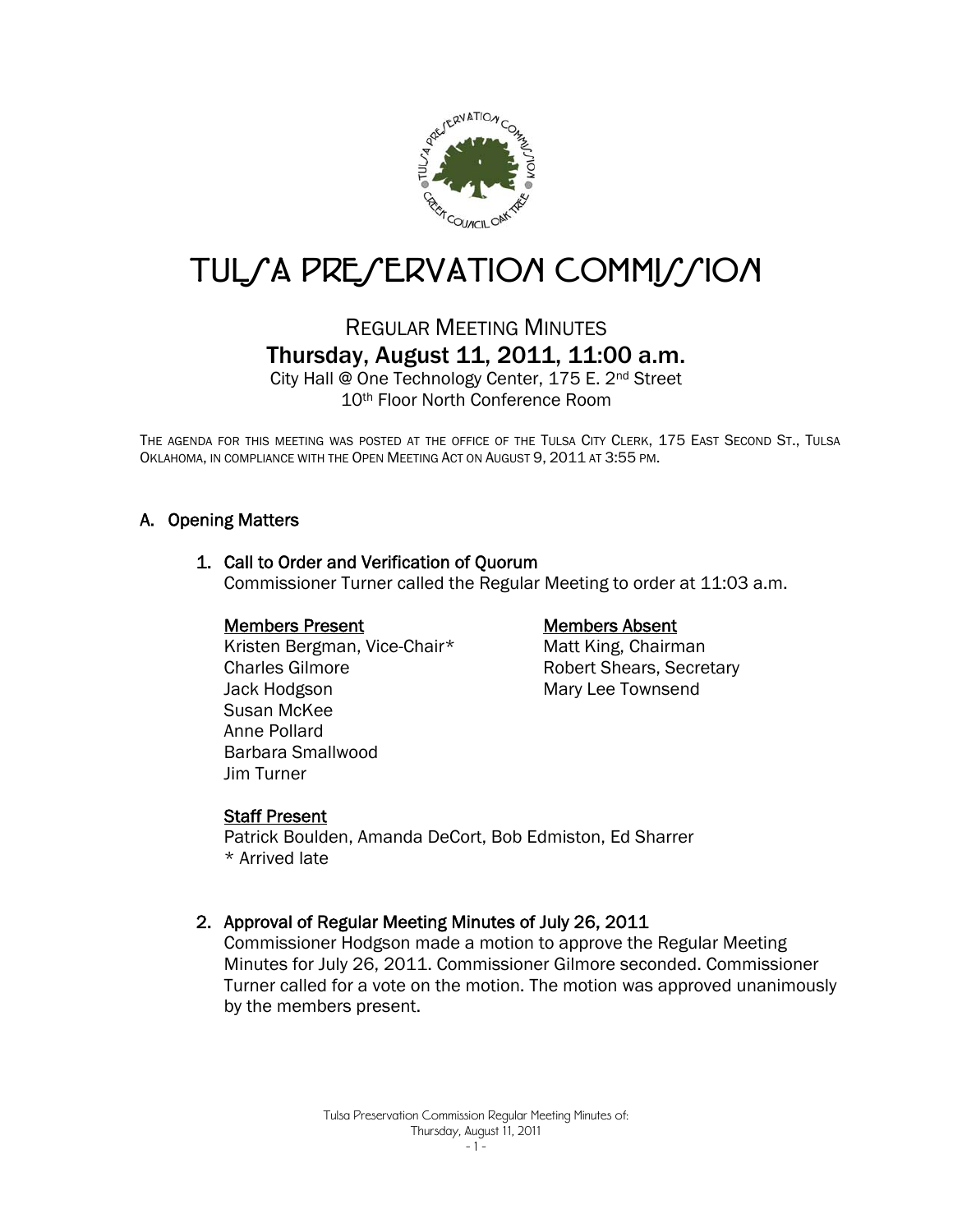# TULSA PRESERVATION COMMISSION

## REGULAR MEETING MINUTES

## Thursday, August 11, 2011, 11:00 a.m.

City Hall @ One Technology Center, 175 E. 2nd Street
10th Floor North Conference Room

THE AGENDA FOR THIS MEETING WAS POSTED AT THE OFFICE OF THE TULSA CITY CLERK, 175 EAST SECOND ST., TULSA OKLAHOMA, IN COMPLIANCE WITH THE OPEN MEETING ACT ON AUGUST 9, 2011 AT 3:55 PM.

## A. Opening Matters

### 1. Call to Order and Verification of Quorum

Commissioner Turner called the Regular Meeting to order at 11:03 a.m.

**Members Present**

Kristen Bergman, Vice-Chair*
Charles Gilmore
Jack Hodgson
Susan McKee
Anne Pollard
Barbara Smallwood
Jim Turner

**Members Absent**

Matt King, Chairman
Robert Shears, Secretary
Mary Lee Townsend

**Staff Present**

Patrick Boulden, Amanda DeCort, Bob Edmiston, Ed Sharrer
* Arrived late

### 2. Approval of Regular Meeting Minutes of July 26, 2011

Commissioner Hodgson made a motion to approve the Regular Meeting Minutes for July 26, 2011. Commissioner Gilmore seconded. Commissioner Turner called for a vote on the motion. The motion was approved unanimously by the members present.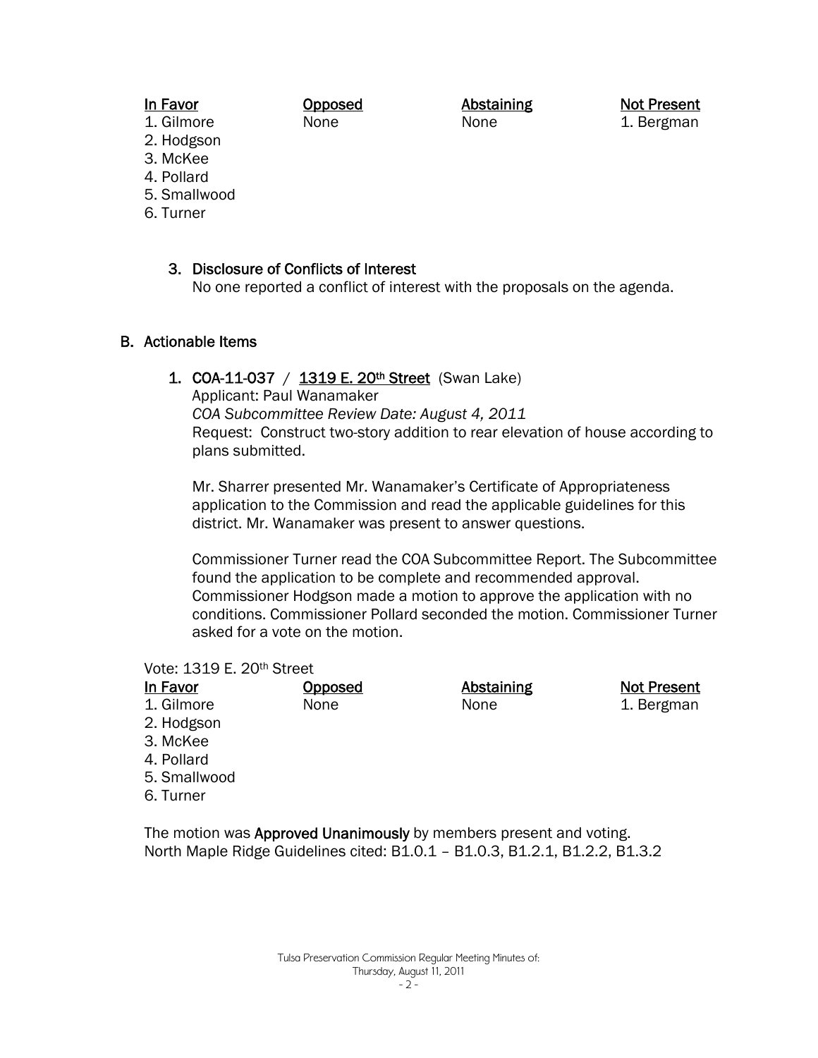| In Favor | Opposed | Abstaining | Not Present |
|---|---|---|---|
| 1. Gilmore | None | None | 1. Bergman |
| 2. Hodgson | | | |
| 3. McKee | | | |
| 4. Pollard | | | |
| 5. Smallwood | | | |
| 6. Turner | | | |

3. Disclosure of Conflicts of Interest
   No one reported a conflict of interest with the proposals on the agenda.

## B. Actionable Items

1. **COA-11-037** / **1319 E. 20th Street** (Swan Lake)
   Applicant: Paul Wanamaker
   *COA Subcommittee Review Date: August 4, 2011*
   Request: Construct two-story addition to rear elevation of house according to plans submitted.

   Mr. Sharrer presented Mr. Wanamaker's Certificate of Appropriateness application to the Commission and read the applicable guidelines for this district. Mr. Wanamaker was present to answer questions.

   Commissioner Turner read the COA Subcommittee Report. The Subcommittee found the application to be complete and recommended approval. Commissioner Hodgson made a motion to approve the application with no conditions. Commissioner Pollard seconded the motion. Commissioner Turner asked for a vote on the motion.

Vote: 1319 E. 20th Street

| In Favor | Opposed | Abstaining | Not Present |
|---|---|---|---|
| 1. Gilmore | None | None | 1. Bergman |
| 2. Hodgson | | | |
| 3. McKee | | | |
| 4. Pollard | | | |
| 5. Smallwood | | | |
| 6. Turner | | | |

The motion was **Approved Unanimously** by members present and voting.
North Maple Ridge Guidelines cited: B1.0.1 – B1.0.3, B1.2.1, B1.2.2, B1.3.2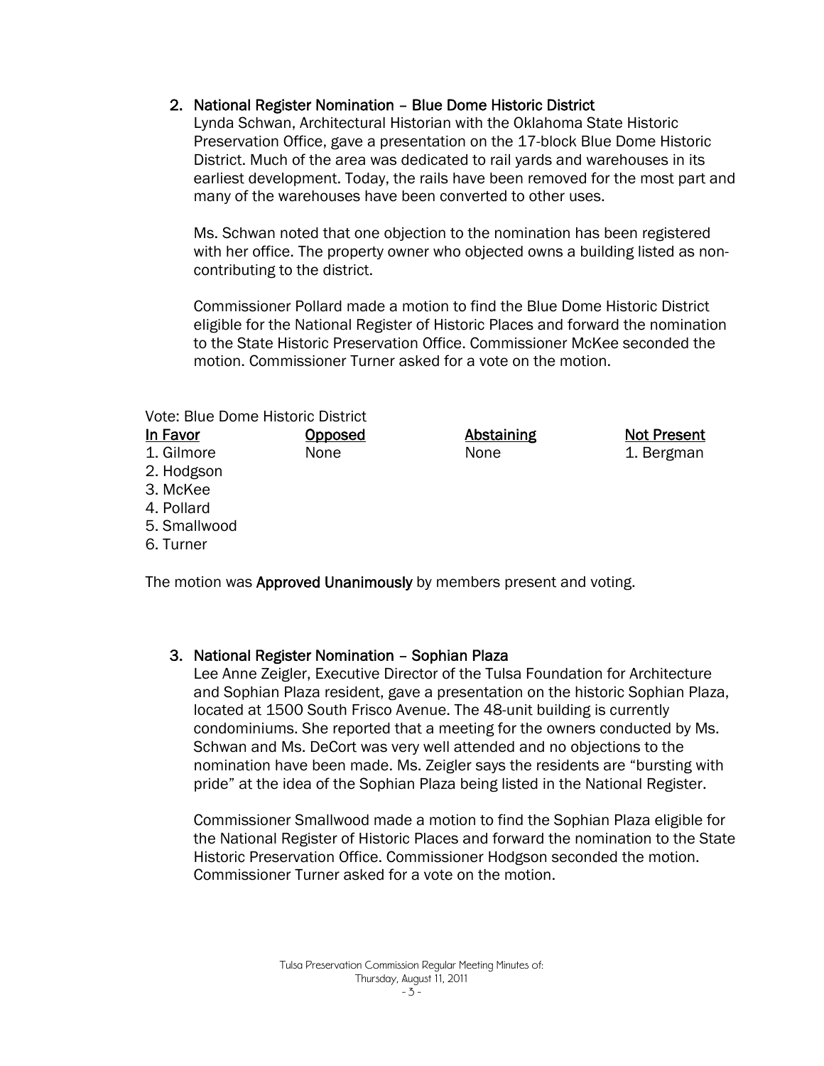## 2. National Register Nomination – Blue Dome Historic District

Lynda Schwan, Architectural Historian with the Oklahoma State Historic Preservation Office, gave a presentation on the 17-block Blue Dome Historic District. Much of the area was dedicated to rail yards and warehouses in its earliest development. Today, the rails have been removed for the most part and many of the warehouses have been converted to other uses.

Ms. Schwan noted that one objection to the nomination has been registered with her office. The property owner who objected owns a building listed as non-contributing to the district.

Commissioner Pollard made a motion to find the Blue Dome Historic District eligible for the National Register of Historic Places and forward the nomination to the State Historic Preservation Office. Commissioner McKee seconded the motion. Commissioner Turner asked for a vote on the motion.

Vote: Blue Dome Historic District

| In Favor | Opposed | Abstaining | Not Present |
|---|---|---|---|
| 1. Gilmore | None | None | 1. Bergman |
| 2. Hodgson | | | |
| 3. McKee | | | |
| 4. Pollard | | | |
| 5. Smallwood | | | |
| 6. Turner | | | |

The motion was **Approved Unanimously** by members present and voting.

## 3. National Register Nomination – Sophian Plaza

Lee Anne Zeigler, Executive Director of the Tulsa Foundation for Architecture and Sophian Plaza resident, gave a presentation on the historic Sophian Plaza, located at 1500 South Frisco Avenue. The 48-unit building is currently condominiums. She reported that a meeting for the owners conducted by Ms. Schwan and Ms. DeCort was very well attended and no objections to the nomination have been made. Ms. Zeigler says the residents are "bursting with pride" at the idea of the Sophian Plaza being listed in the National Register.

Commissioner Smallwood made a motion to find the Sophian Plaza eligible for the National Register of Historic Places and forward the nomination to the State Historic Preservation Office. Commissioner Hodgson seconded the motion. Commissioner Turner asked for a vote on the motion.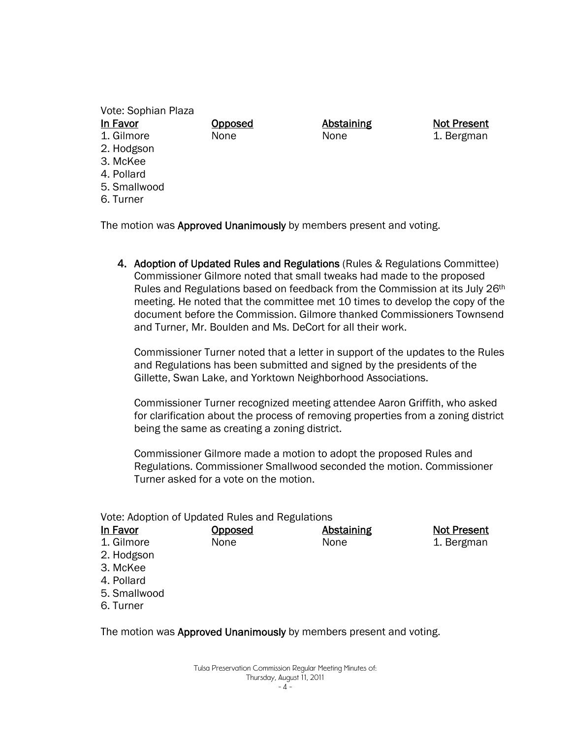Vote: Sophian Plaza

| In Favor | Opposed | Abstaining | Not Present |
|---|---|---|---|
| 1. Gilmore | None | None | 1. Bergman |
| 2. Hodgson | | | |
| 3. McKee | | | |
| 4. Pollard | | | |
| 5. Smallwood | | | |
| 6. Turner | | | |

The motion was **Approved Unanimously** by members present and voting.

4. **Adoption of Updated Rules and Regulations** (Rules & Regulations Committee)
   Commissioner Gilmore noted that small tweaks had made to the proposed Rules and Regulations based on feedback from the Commission at its July 26th meeting. He noted that the committee met 10 times to develop the copy of the document before the Commission. Gilmore thanked Commissioners Townsend and Turner, Mr. Boulden and Ms. DeCort for all their work.

   Commissioner Turner noted that a letter in support of the updates to the Rules and Regulations has been submitted and signed by the presidents of the Gillette, Swan Lake, and Yorktown Neighborhood Associations.

   Commissioner Turner recognized meeting attendee Aaron Griffith, who asked for clarification about the process of removing properties from a zoning district being the same as creating a zoning district.

   Commissioner Gilmore made a motion to adopt the proposed Rules and Regulations. Commissioner Smallwood seconded the motion. Commissioner Turner asked for a vote on the motion.

Vote: Adoption of Updated Rules and Regulations

| In Favor | Opposed | Abstaining | Not Present |
|---|---|---|---|
| 1. Gilmore | None | None | 1. Bergman |
| 2. Hodgson | | | |
| 3. McKee | | | |
| 4. Pollard | | | |
| 5. Smallwood | | | |
| 6. Turner | | | |

The motion was **Approved Unanimously** by members present and voting.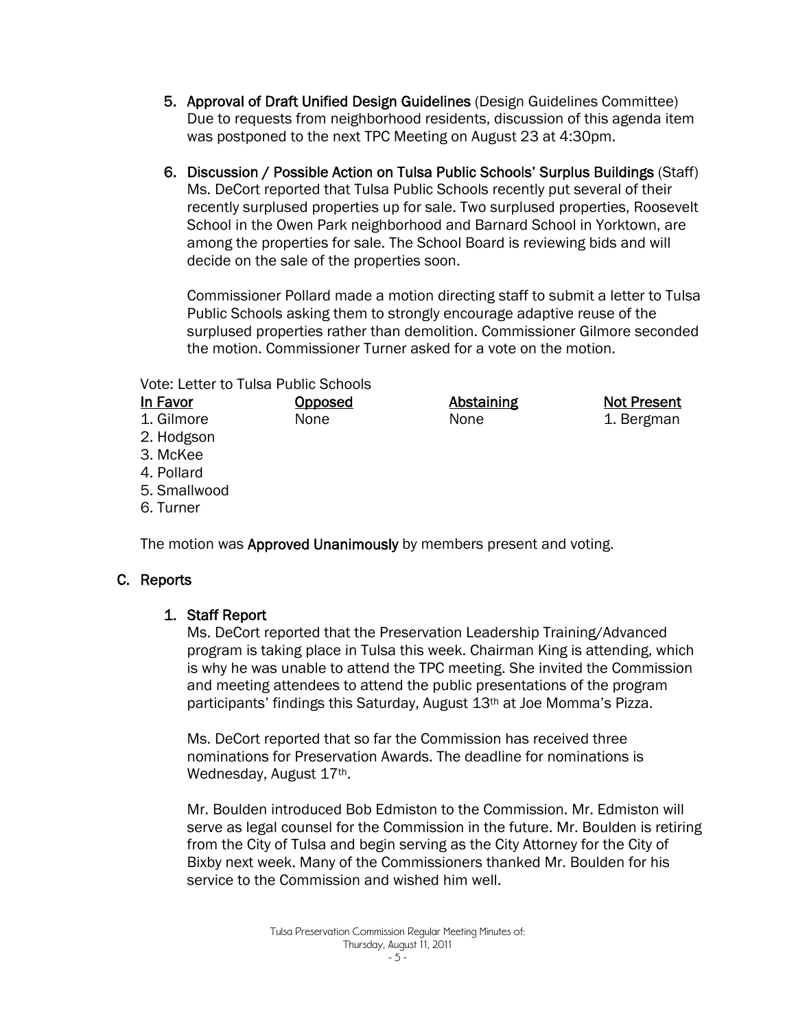5. **Approval of Draft Unified Design Guidelines** (Design Guidelines Committee)
   Due to requests from neighborhood residents, discussion of this agenda item was postponed to the next TPC Meeting on August 23 at 4:30pm.

6. **Discussion / Possible Action on Tulsa Public Schools' Surplus Buildings** (Staff)
   Ms. DeCort reported that Tulsa Public Schools recently put several of their recently surplused properties up for sale. Two surplused properties, Roosevelt School in the Owen Park neighborhood and Barnard School in Yorktown, are among the properties for sale. The School Board is reviewing bids and will decide on the sale of the properties soon.

   Commissioner Pollard made a motion directing staff to submit a letter to Tulsa Public Schools asking them to strongly encourage adaptive reuse of the surplused properties rather than demolition. Commissioner Gilmore seconded the motion. Commissioner Turner asked for a vote on the motion.

Vote: Letter to Tulsa Public Schools

| In Favor | Opposed | Abstaining | Not Present |
|---|---|---|---|
| 1. Gilmore | None | None | 1. Bergman |
| 2. Hodgson | | | |
| 3. McKee | | | |
| 4. Pollard | | | |
| 5. Smallwood | | | |
| 6. Turner | | | |

The motion was **Approved Unanimously** by members present and voting.

## C. Reports

### 1. Staff Report

Ms. DeCort reported that the Preservation Leadership Training/Advanced program is taking place in Tulsa this week. Chairman King is attending, which is why he was unable to attend the TPC meeting. She invited the Commission and meeting attendees to attend the public presentations of the program participants' findings this Saturday, August 13th at Joe Momma's Pizza.

Ms. DeCort reported that so far the Commission has received three nominations for Preservation Awards. The deadline for nominations is Wednesday, August 17th.

Mr. Boulden introduced Bob Edmiston to the Commission. Mr. Edmiston will serve as legal counsel for the Commission in the future. Mr. Boulden is retiring from the City of Tulsa and begin serving as the City Attorney for the City of Bixby next week. Many of the Commissioners thanked Mr. Boulden for his service to the Commission and wished him well.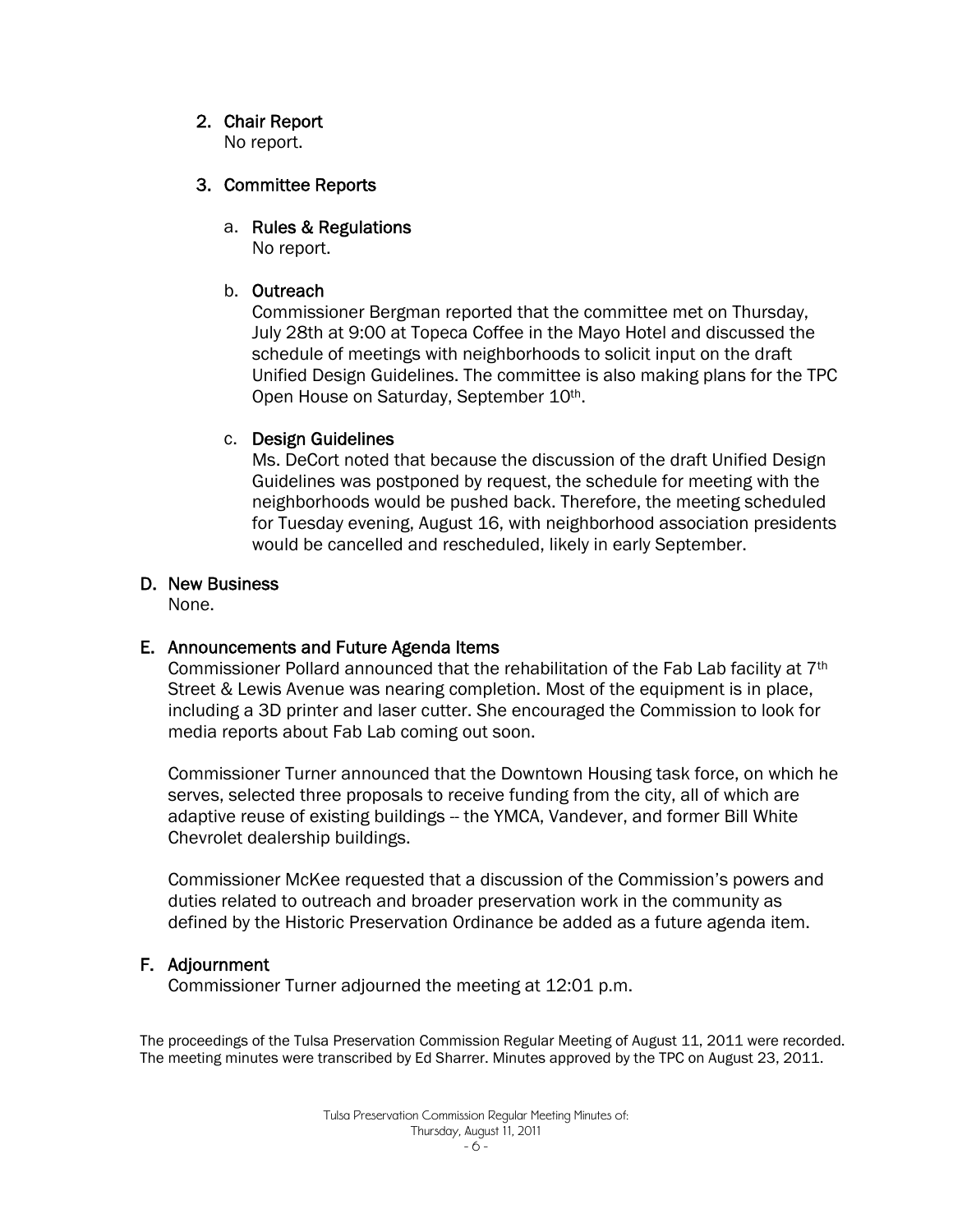2. **Chair Report**
   No report.

3. **Committee Reports**

   a. **Rules & Regulations**
      No report.

   b. **Outreach**
      Commissioner Bergman reported that the committee met on Thursday, July 28th at 9:00 at Topeca Coffee in the Mayo Hotel and discussed the schedule of meetings with neighborhoods to solicit input on the draft Unified Design Guidelines. The committee is also making plans for the TPC Open House on Saturday, September 10th.

   c. **Design Guidelines**
      Ms. DeCort noted that because the discussion of the draft Unified Design Guidelines was postponed by request, the schedule for meeting with the neighborhoods would be pushed back. Therefore, the meeting scheduled for Tuesday evening, August 16, with neighborhood association presidents would be cancelled and rescheduled, likely in early September.

## D. New Business

None.

## E. Announcements and Future Agenda Items

Commissioner Pollard announced that the rehabilitation of the Fab Lab facility at 7th Street & Lewis Avenue was nearing completion. Most of the equipment is in place, including a 3D printer and laser cutter. She encouraged the Commission to look for media reports about Fab Lab coming out soon.

Commissioner Turner announced that the Downtown Housing task force, on which he serves, selected three proposals to receive funding from the city, all of which are adaptive reuse of existing buildings -- the YMCA, Vandever, and former Bill White Chevrolet dealership buildings.

Commissioner McKee requested that a discussion of the Commission's powers and duties related to outreach and broader preservation work in the community as defined by the Historic Preservation Ordinance be added as a future agenda item.

## F. Adjournment

Commissioner Turner adjourned the meeting at 12:01 p.m.

The proceedings of the Tulsa Preservation Commission Regular Meeting of August 11, 2011 were recorded. The meeting minutes were transcribed by Ed Sharrer. Minutes approved by the TPC on August 23, 2011.